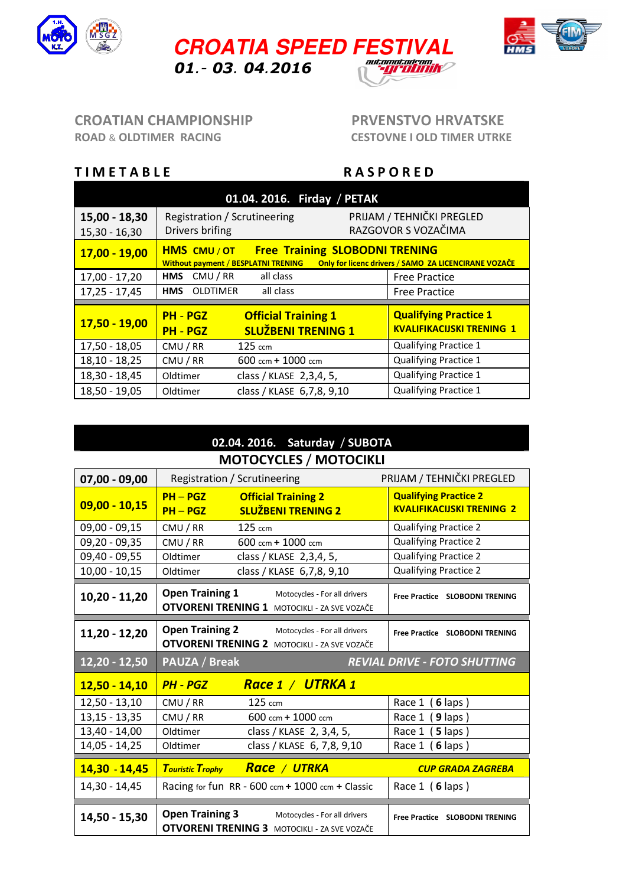# CROATIA SPEED FESTIVAL

**01.- 03. 04.2016**

automotodrom grobnik

## CROATIAN CHAMPIONSHIP
ROAD & OLDTIMER RACING

## PRVENSTVO HRVATSKE
CESTOVNE I OLD TIMER UTRKE

## TIMETABLE — RASPORED

| 01.04. 2016. Firday / PETAK | | |
|---|---|---|
| **15,00 - 18,30** | Registration / Scrutineering | PRIJAM / TEHNIČKI PREGLED |
| 15,30 - 16,30 | Drivers brifing | RAZGOVOR S VOZAČIMA |
| **17,00 - 19,00** | **HMS** CMU / OT **Free Training SLOBODNI TRENING** Without payment / BESPLATNI TRENING | Only for licenc drivers / SAMO ZA LICENCIRANE VOZAČE |
| 17,00 - 17,20 | **HMS** CMU / RR all class | Free Practice |
| 17,25 - 17,45 | **HMS** OLDTIMER all class | Free Practice |
| **17,50 - 19,00** | **PH - PGZ Official Training 1** / **PH - PGZ SLUŽBENI TRENING 1** | **Qualifying Practice 1** / **KVALIFIKACIJSKI TRENING 1** |
| 17,50 - 18,05 | CMU / RR 125 ccm | Qualifying Practice 1 |
| 18,10 - 18,25 | CMU / RR 600 ccm + 1000 ccm | Qualifying Practice 1 |
| 18,30 - 18,45 | Oldtimer class / KLASE 2,3,4, 5, | Qualifying Practice 1 |
| 18,50 - 19,05 | Oldtimer class / KLASE 6,7,8, 9,10 | Qualifying Practice 1 |

| 02.04. 2016. Saturday / SUBOTA — MOTOCYCLES / MOTOCIKLI | | |
|---|---|---|
| **07,00 - 09,00** | Registration / Scrutineering | PRIJAM / TEHNIČKI PREGLED |
| **09,00 - 10,15** | **PH – PGZ Official Training 2** / **PH – PGZ SLUŽBENI TRENING 2** | **Qualifying Practice 2** / **KVALIFIKACIJSKI TRENING 2** |
| 09,00 - 09,15 | CMU / RR 125 ccm | Qualifying Practice 2 |
| 09,20 - 09,35 | CMU / RR 600 ccm + 1000 ccm | Qualifying Practice 2 |
| 09,40 - 09,55 | Oldtimer class / KLASE 2,3,4, 5, | Qualifying Practice 2 |
| 10,00 - 10,15 | Oldtimer class / KLASE 6,7,8, 9,10 | Qualifying Practice 2 |
| **10,20 - 11,20** | **Open Training 1** Motocyces - For all drivers / **OTVORENI TRENING 1** MOTOCIKLI - ZA SVE VOZAČE | **Free Practice SLOBODNI TRENING** |
| **11,20 - 12,20** | **Open Training 2** Motocyces - For all drivers / **OTVORENI TRENING 2** MOTOCIKLI - ZA SVE VOZAČE | **Free Practice SLOBODNI TRENING** |
| **12,20 - 12,50** | **PAUZA / Break** | ***REVIAL DRIVE - FOTO SHUTTING*** |
| **12,50 - 14,10** | ***PH - PGZ Race 1 / UTRKA 1*** | |
| 12,50 - 13,10 | CMU / RR 125 ccm | Race 1 ( **6** laps ) |
| 13,15 - 13,35 | CMU / RR 600 ccm + 1000 ccm | Race 1 ( **9** laps ) |
| 13,40 - 14,00 | Oldtimer class / KLASE 2, 3,4, 5, | Race 1 ( **5** laps ) |
| 14,05 - 14,25 | Oldtimer class / KLASE 6, 7,8, 9,10 | Race 1 ( **6** laps ) |
| **14,30 - 14,45** | ***Touristic Trophy Race / UTRKA*** | ***CUP GRADA ZAGREBA*** |
| 14,30 - 14,45 | Racing for fun RR - 600 ccm + 1000 ccm + Classic | Race 1 ( **6** laps ) |
| **14,50 - 15,30** | **Open Training 3** Motocyces - For all drivers / **OTVORENI TRENING 3** MOTOCIKLI - ZA SVE VOZAČE | **Free Practice SLOBODNI TRENING** |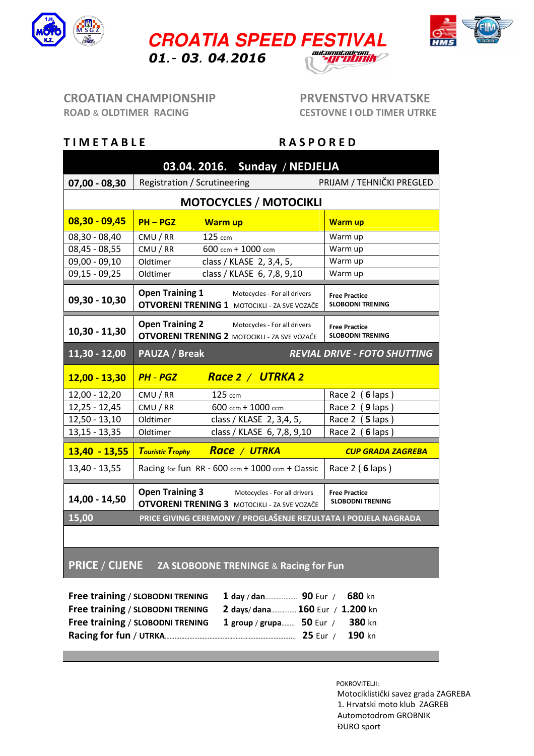# CROATIA SPEED FESTIVAL

**01.- 03. 04.2016**

automotodrom grobnik

## CROATIAN CHAMPIONSHIP
**ROAD & OLDTIMER RACING**

## PRVENSTVO HRVATSKE
**CESTOVNE I OLD TIMER UTRKE**

**TIMETABLE** — **RASPORED**

| 03.04. 2016. Sunday / NEDJELJA | | |
|---|---|---|
| **07,00 - 08,30** | Registration / Scrutineering | PRIJAM / TEHNIČKI PREGLED |
| **MOTOCYCLES / MOTOCIKLI** | | |
| **08,30 - 09,45** | **PH – PGZ Warm up** | **Warm up** |
| 08,30 - 08,40 | CMU / RR 125 ccm | Warm up |
| 08,45 - 08,55 | CMU / RR 600 ccm + 1000 ccm | Warm up |
| 09,00 - 09,10 | Oldtimer class / KLASE 2, 3,4, 5, | Warm up |
| 09,15 - 09,25 | Oldtimer class / KLASE 6, 7,8, 9,10 | Warm up |
| **09,30 - 10,30** | **Open Training 1** Motocycles - For all drivers<br>**OTVORENI TRENING 1** MOTOCIKLI - ZA SVE VOZAČE | **Free Practice**<br>**SLOBODNI TRENING** |
| **10,30 - 11,30** | **Open Training 2** Motocycles - For all drivers<br>**OTVORENI TRENING 2** MOTOCIKLI - ZA SVE VOZAČE | **Free Practice**<br>**SLOBODNI TRENING** |
| **11,30 - 12,00** | **PAUZA / Break** | ***REVIAL DRIVE - FOTO SHUTTING*** |
| **12,00 - 13,30** | ***PH - PGZ Race 2 / UTRKA 2*** | |
| 12,00 - 12,20 | CMU / RR 125 ccm | Race 2 ( **6** laps ) |
| 12,25 - 12,45 | CMU / RR 600 ccm + 1000 ccm | Race 2 ( **9** laps ) |
| 12,50 - 13,10 | Oldtimer class / KLASE 2, 3,4, 5, | Race 2 ( **5** laps ) |
| 13,15 - 13,35 | Oldtimer class / KLASE 6, 7,8, 9,10 | Race 2 ( **6** laps ) |
| **13,40 - 13,55** | ***Touristic Trophy Race / UTRKA*** | ***CUP GRADA ZAGREBA*** |
| 13,40 - 13,55 | Racing for fun RR - 600 ccm + 1000 ccm + Classic | Race 2 ( **6** laps ) |
| **14,00 - 14,50** | **Open Training 3** Motocycles - For all drivers<br>**OTVORENI TRENING 3** MOTOCIKLI - ZA SVE VOZAČE | **Free Practice**<br>**SLOBODNI TRENING** |
| **15,00** | **PRICE GIVING CEREMONY / PROGLAŠENJE REZULTATA I PODJELA NAGRADA** | |

## PRICE / CIJENE ZA SLOBODNE TRENINGE & Racing for Fun

| | | | |
|---|---|---|---|
| **Free training / SLOBODNI TRENING** | **1 day / dan** | **90** Eur / | **680** kn |
| **Free training / SLOBODNI TRENING** | **2 days/ dana** | **160** Eur / | **1.200** kn |
| **Free training / SLOBODNI TRENING** | **1 group / grupa** | **50** Eur / | **380** kn |
| **Racing for fun / UTRKA** | | **25** Eur / | **190** kn |

POKROVITELJI:
Motociklistički savez grada ZAGREBA
1. Hrvatski moto klub ZAGREB
Automotodrom GROBNIK
ĐURO sport